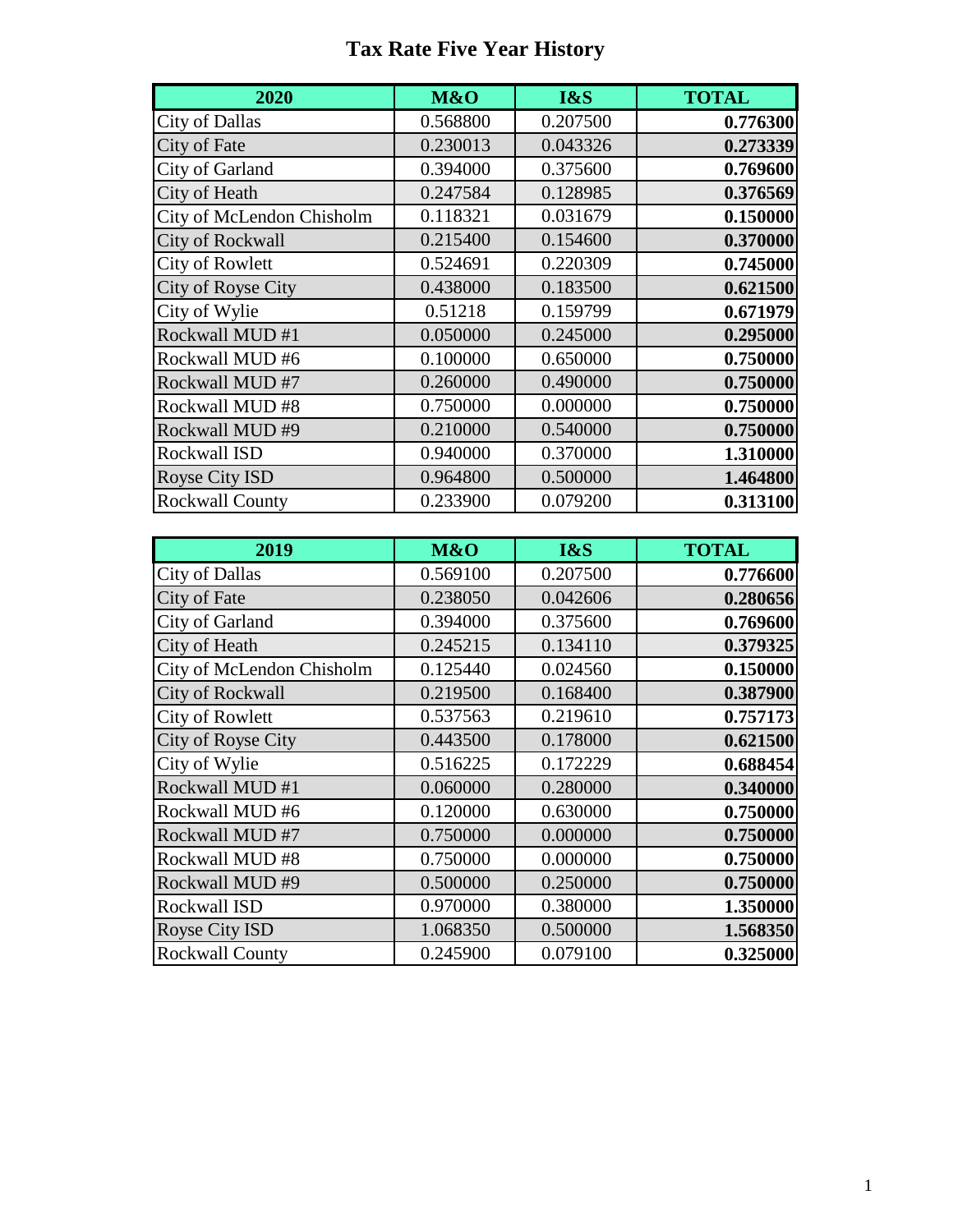# Tax Rate Five Year History

| 2020 | M&O | I&S | TOTAL |
|---|---|---|---|
| City of Dallas | 0.568800 | 0.207500 | **0.776300** |
| City of Fate | 0.230013 | 0.043326 | **0.273339** |
| City of Garland | 0.394000 | 0.375600 | **0.769600** |
| City of Heath | 0.247584 | 0.128985 | **0.376569** |
| City of McLendon Chisholm | 0.118321 | 0.031679 | **0.150000** |
| City of Rockwall | 0.215400 | 0.154600 | **0.370000** |
| City of Rowlett | 0.524691 | 0.220309 | **0.745000** |
| City of Royse City | 0.438000 | 0.183500 | **0.621500** |
| City of Wylie | 0.51218 | 0.159799 | **0.671979** |
| Rockwall MUD #1 | 0.050000 | 0.245000 | **0.295000** |
| Rockwall MUD #6 | 0.100000 | 0.650000 | **0.750000** |
| Rockwall MUD #7 | 0.260000 | 0.490000 | **0.750000** |
| Rockwall MUD #8 | 0.750000 | 0.000000 | **0.750000** |
| Rockwall MUD #9 | 0.210000 | 0.540000 | **0.750000** |
| Rockwall ISD | 0.940000 | 0.370000 | **1.310000** |
| Royse City ISD | 0.964800 | 0.500000 | **1.464800** |
| Rockwall County | 0.233900 | 0.079200 | **0.313100** |

| 2019 | M&O | I&S | TOTAL |
|---|---|---|---|
| City of Dallas | 0.569100 | 0.207500 | **0.776600** |
| City of Fate | 0.238050 | 0.042606 | **0.280656** |
| City of Garland | 0.394000 | 0.375600 | **0.769600** |
| City of Heath | 0.245215 | 0.134110 | **0.379325** |
| City of McLendon Chisholm | 0.125440 | 0.024560 | **0.150000** |
| City of Rockwall | 0.219500 | 0.168400 | **0.387900** |
| City of Rowlett | 0.537563 | 0.219610 | **0.757173** |
| City of Royse City | 0.443500 | 0.178000 | **0.621500** |
| City of Wylie | 0.516225 | 0.172229 | **0.688454** |
| Rockwall MUD #1 | 0.060000 | 0.280000 | **0.340000** |
| Rockwall MUD #6 | 0.120000 | 0.630000 | **0.750000** |
| Rockwall MUD #7 | 0.750000 | 0.000000 | **0.750000** |
| Rockwall MUD #8 | 0.750000 | 0.000000 | **0.750000** |
| Rockwall MUD #9 | 0.500000 | 0.250000 | **0.750000** |
| Rockwall ISD | 0.970000 | 0.380000 | **1.350000** |
| Royse City ISD | 1.068350 | 0.500000 | **1.568350** |
| Rockwall County | 0.245900 | 0.079100 | **0.325000** |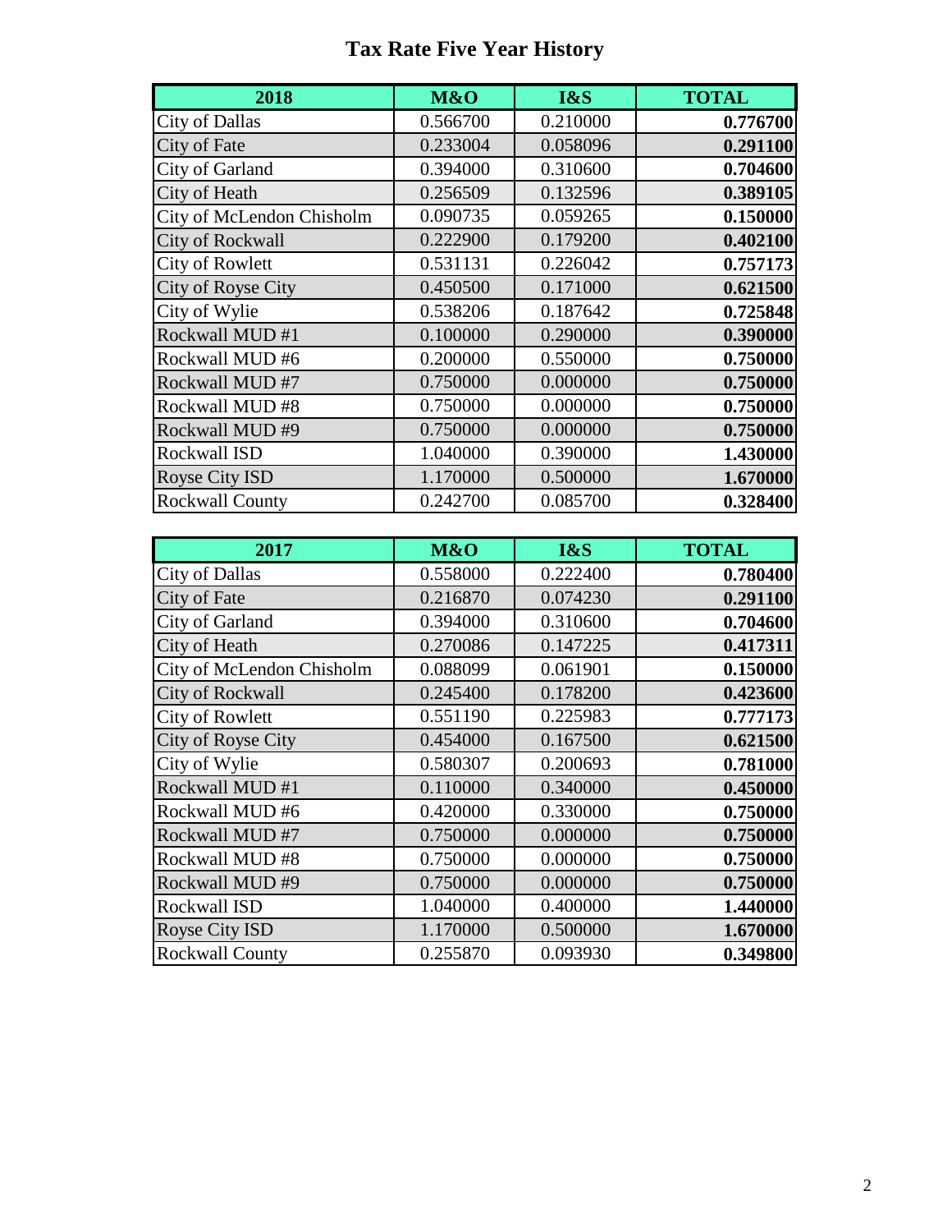# Tax Rate Five Year History

| 2018 | M&O | I&S | TOTAL |
|---|---|---|---|
| City of Dallas | 0.566700 | 0.210000 | **0.776700** |
| City of Fate | 0.233004 | 0.058096 | **0.291100** |
| City of Garland | 0.394000 | 0.310600 | **0.704600** |
| City of Heath | 0.256509 | 0.132596 | **0.389105** |
| City of McLendon Chisholm | 0.090735 | 0.059265 | **0.150000** |
| City of Rockwall | 0.222900 | 0.179200 | **0.402100** |
| City of Rowlett | 0.531131 | 0.226042 | **0.757173** |
| City of Royse City | 0.450500 | 0.171000 | **0.621500** |
| City of Wylie | 0.538206 | 0.187642 | **0.725848** |
| Rockwall MUD #1 | 0.100000 | 0.290000 | **0.390000** |
| Rockwall MUD #6 | 0.200000 | 0.550000 | **0.750000** |
| Rockwall MUD #7 | 0.750000 | 0.000000 | **0.750000** |
| Rockwall MUD #8 | 0.750000 | 0.000000 | **0.750000** |
| Rockwall MUD #9 | 0.750000 | 0.000000 | **0.750000** |
| Rockwall ISD | 1.040000 | 0.390000 | **1.430000** |
| Royse City ISD | 1.170000 | 0.500000 | **1.670000** |
| Rockwall County | 0.242700 | 0.085700 | **0.328400** |

| 2017 | M&O | I&S | TOTAL |
|---|---|---|---|
| City of Dallas | 0.558000 | 0.222400 | **0.780400** |
| City of Fate | 0.216870 | 0.074230 | **0.291100** |
| City of Garland | 0.394000 | 0.310600 | **0.704600** |
| City of Heath | 0.270086 | 0.147225 | **0.417311** |
| City of McLendon Chisholm | 0.088099 | 0.061901 | **0.150000** |
| City of Rockwall | 0.245400 | 0.178200 | **0.423600** |
| City of Rowlett | 0.551190 | 0.225983 | **0.777173** |
| City of Royse City | 0.454000 | 0.167500 | **0.621500** |
| City of Wylie | 0.580307 | 0.200693 | **0.781000** |
| Rockwall MUD #1 | 0.110000 | 0.340000 | **0.450000** |
| Rockwall MUD #6 | 0.420000 | 0.330000 | **0.750000** |
| Rockwall MUD #7 | 0.750000 | 0.000000 | **0.750000** |
| Rockwall MUD #8 | 0.750000 | 0.000000 | **0.750000** |
| Rockwall MUD #9 | 0.750000 | 0.000000 | **0.750000** |
| Rockwall ISD | 1.040000 | 0.400000 | **1.440000** |
| Royse City ISD | 1.170000 | 0.500000 | **1.670000** |
| Rockwall County | 0.255870 | 0.093930 | **0.349800** |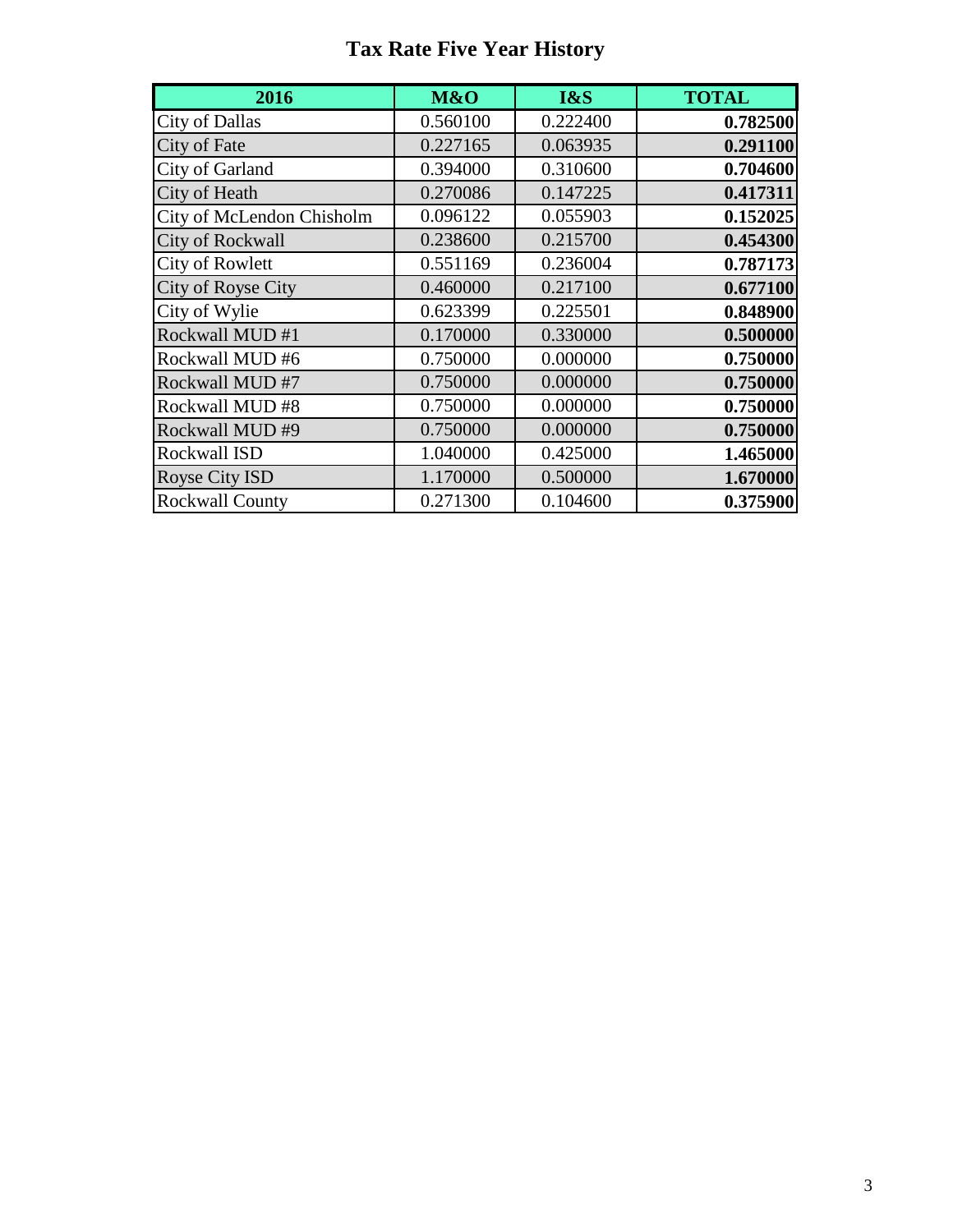# Tax Rate Five Year History

| 2016 | M&O | I&S | TOTAL |
|---|---|---|---|
| City of Dallas | 0.560100 | 0.222400 | **0.782500** |
| City of Fate | 0.227165 | 0.063935 | **0.291100** |
| City of Garland | 0.394000 | 0.310600 | **0.704600** |
| City of Heath | 0.270086 | 0.147225 | **0.417311** |
| City of McLendon Chisholm | 0.096122 | 0.055903 | **0.152025** |
| City of Rockwall | 0.238600 | 0.215700 | **0.454300** |
| City of Rowlett | 0.551169 | 0.236004 | **0.787173** |
| City of Royse City | 0.460000 | 0.217100 | **0.677100** |
| City of Wylie | 0.623399 | 0.225501 | **0.848900** |
| Rockwall MUD #1 | 0.170000 | 0.330000 | **0.500000** |
| Rockwall MUD #6 | 0.750000 | 0.000000 | **0.750000** |
| Rockwall MUD #7 | 0.750000 | 0.000000 | **0.750000** |
| Rockwall MUD #8 | 0.750000 | 0.000000 | **0.750000** |
| Rockwall MUD #9 | 0.750000 | 0.000000 | **0.750000** |
| Rockwall ISD | 1.040000 | 0.425000 | **1.465000** |
| Royse City ISD | 1.170000 | 0.500000 | **1.670000** |
| Rockwall County | 0.271300 | 0.104600 | **0.375900** |